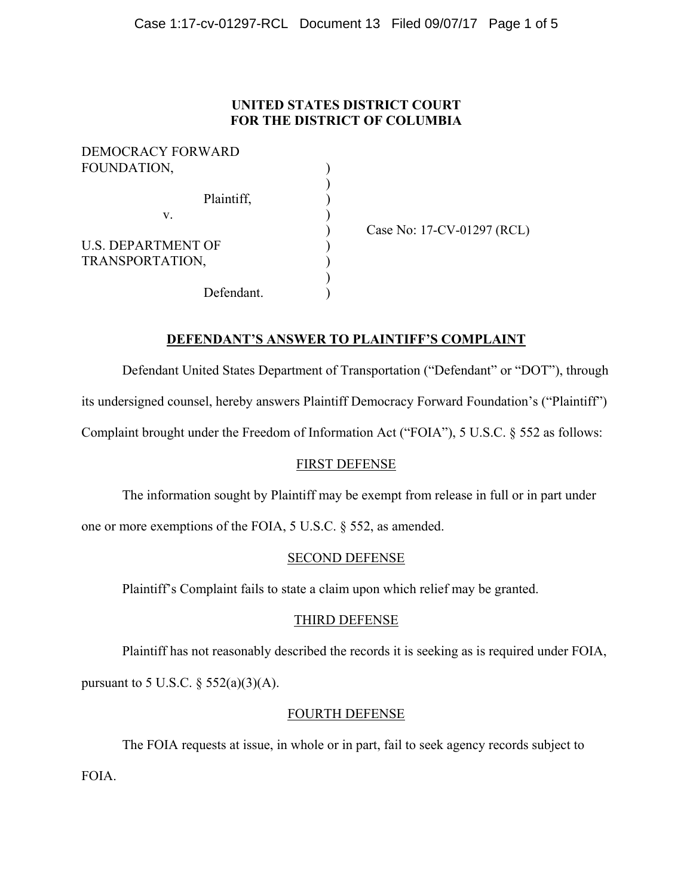**UNITED STATES DISTRICT COURT**
**FOR THE DISTRICT OF COLUMBIA**

DEMOCRACY FORWARD FOUNDATION,

Plaintiff,

v.

U.S. DEPARTMENT OF TRANSPORTATION,

Defendant.

Case No: 17-CV-01297 (RCL)

**DEFENDANT'S ANSWER TO PLAINTIFF'S COMPLAINT**

Defendant United States Department of Transportation ("Defendant" or "DOT"), through its undersigned counsel, hereby answers Plaintiff Democracy Forward Foundation's ("Plaintiff") Complaint brought under the Freedom of Information Act ("FOIA"), 5 U.S.C. § 552 as follows:

FIRST DEFENSE

The information sought by Plaintiff may be exempt from release in full or in part under one or more exemptions of the FOIA, 5 U.S.C. § 552, as amended.

SECOND DEFENSE

Plaintiff's Complaint fails to state a claim upon which relief may be granted.

THIRD DEFENSE

Plaintiff has not reasonably described the records it is seeking as is required under FOIA, pursuant to 5 U.S.C. § 552(a)(3)(A).

FOURTH DEFENSE

The FOIA requests at issue, in whole or in part, fail to seek agency records subject to FOIA.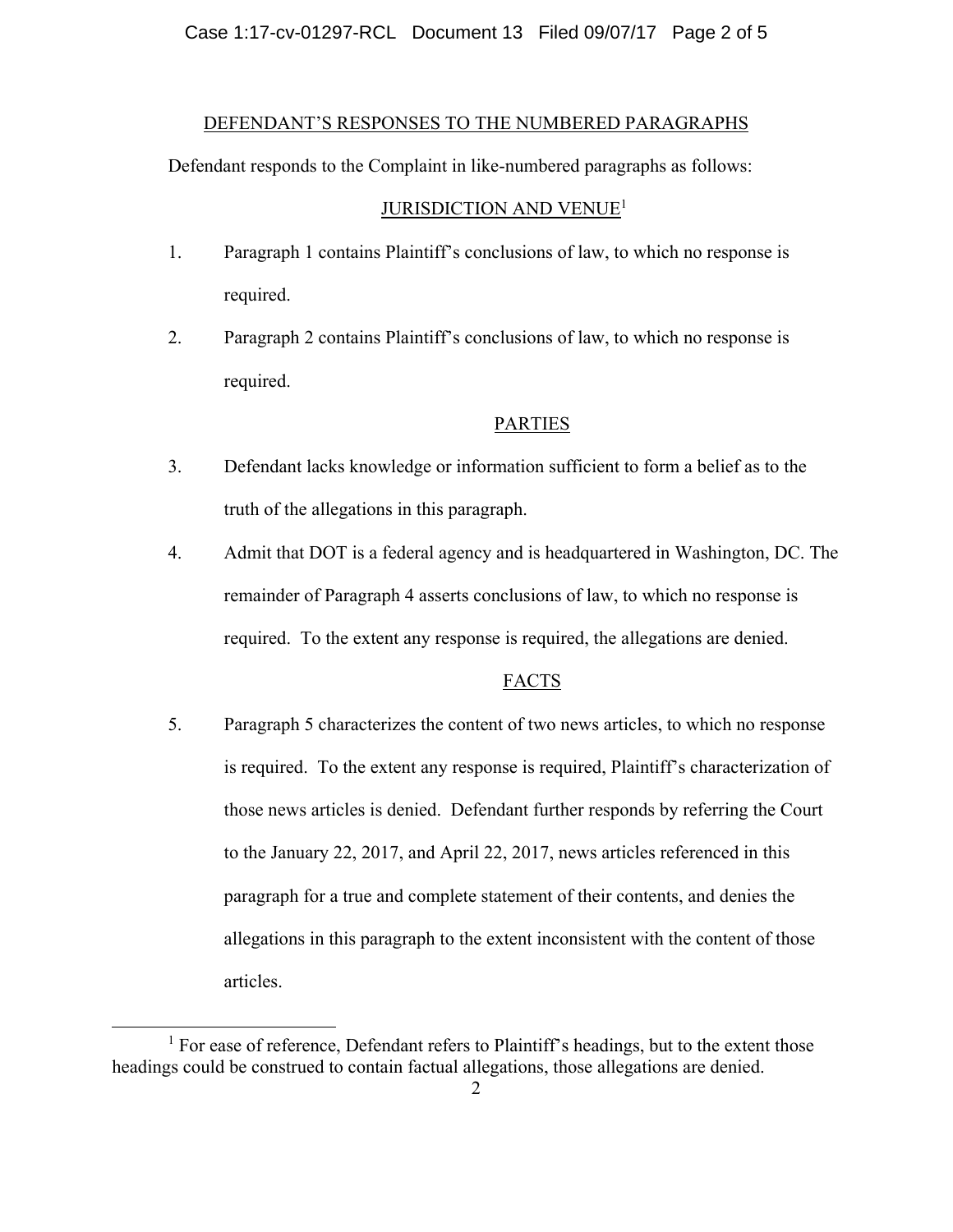## DEFENDANT'S RESPONSES TO THE NUMBERED PARAGRAPHS

Defendant responds to the Complaint in like-numbered paragraphs as follows:

### JURISDICTION AND VENUE[1]

1. Paragraph 1 contains Plaintiff's conclusions of law, to which no response is required.

2. Paragraph 2 contains Plaintiff's conclusions of law, to which no response is required.

### PARTIES

3. Defendant lacks knowledge or information sufficient to form a belief as to the truth of the allegations in this paragraph.

4. Admit that DOT is a federal agency and is headquartered in Washington, DC. The remainder of Paragraph 4 asserts conclusions of law, to which no response is required. To the extent any response is required, the allegations are denied.

### FACTS

5. Paragraph 5 characterizes the content of two news articles, to which no response is required. To the extent any response is required, Plaintiff's characterization of those news articles is denied. Defendant further responds by referring the Court to the January 22, 2017, and April 22, 2017, news articles referenced in this paragraph for a true and complete statement of their contents, and denies the allegations in this paragraph to the extent inconsistent with the content of those articles.

---

[1] For ease of reference, Defendant refers to Plaintiff's headings, but to the extent those headings could be construed to contain factual allegations, those allegations are denied.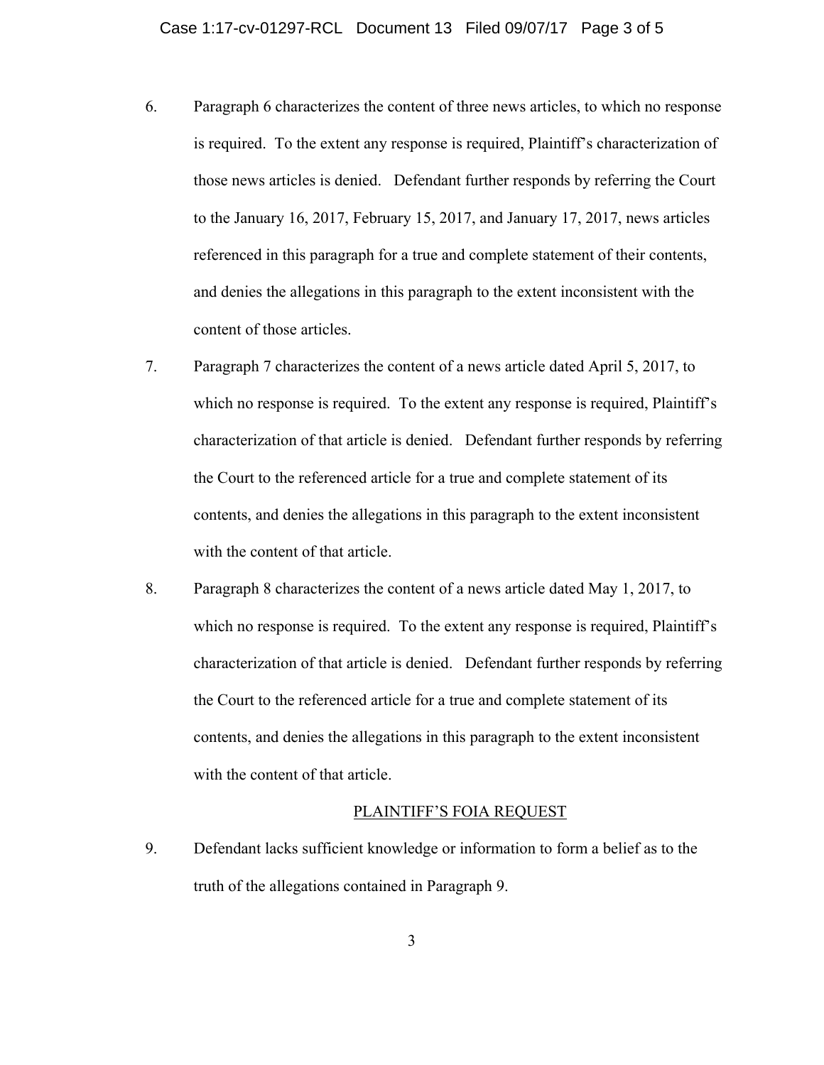6. Paragraph 6 characterizes the content of three news articles, to which no response is required. To the extent any response is required, Plaintiff's characterization of those news articles is denied. Defendant further responds by referring the Court to the January 16, 2017, February 15, 2017, and January 17, 2017, news articles referenced in this paragraph for a true and complete statement of their contents, and denies the allegations in this paragraph to the extent inconsistent with the content of those articles.

7. Paragraph 7 characterizes the content of a news article dated April 5, 2017, to which no response is required. To the extent any response is required, Plaintiff's characterization of that article is denied. Defendant further responds by referring the Court to the referenced article for a true and complete statement of its contents, and denies the allegations in this paragraph to the extent inconsistent with the content of that article.

8. Paragraph 8 characterizes the content of a news article dated May 1, 2017, to which no response is required. To the extent any response is required, Plaintiff's characterization of that article is denied. Defendant further responds by referring the Court to the referenced article for a true and complete statement of its contents, and denies the allegations in this paragraph to the extent inconsistent with the content of that article.

## PLAINTIFF'S FOIA REQUEST

9. Defendant lacks sufficient knowledge or information to form a belief as to the truth of the allegations contained in Paragraph 9.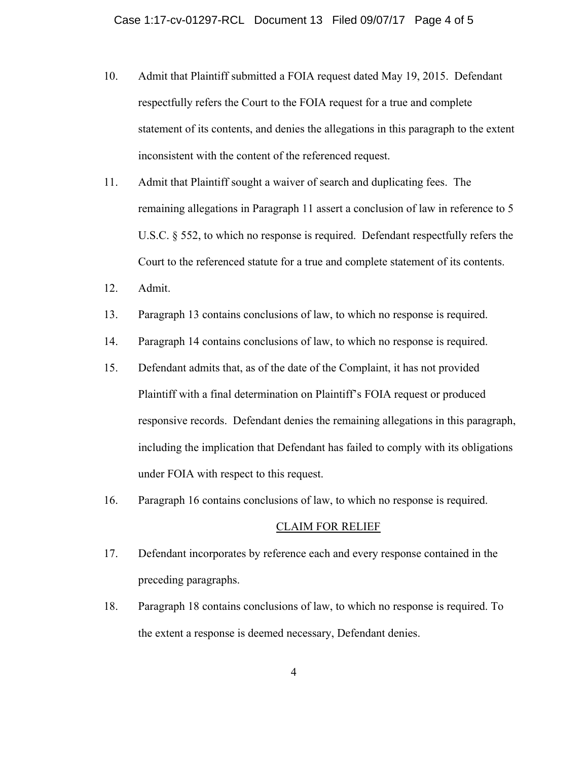10. Admit that Plaintiff submitted a FOIA request dated May 19, 2015. Defendant respectfully refers the Court to the FOIA request for a true and complete statement of its contents, and denies the allegations in this paragraph to the extent inconsistent with the content of the referenced request.

11. Admit that Plaintiff sought a waiver of search and duplicating fees. The remaining allegations in Paragraph 11 assert a conclusion of law in reference to 5 U.S.C. § 552, to which no response is required. Defendant respectfully refers the Court to the referenced statute for a true and complete statement of its contents.

12. Admit.

13. Paragraph 13 contains conclusions of law, to which no response is required.

14. Paragraph 14 contains conclusions of law, to which no response is required.

15. Defendant admits that, as of the date of the Complaint, it has not provided Plaintiff with a final determination on Plaintiff's FOIA request or produced responsive records. Defendant denies the remaining allegations in this paragraph, including the implication that Defendant has failed to comply with its obligations under FOIA with respect to this request.

16. Paragraph 16 contains conclusions of law, to which no response is required.

## CLAIM FOR RELIEF

17. Defendant incorporates by reference each and every response contained in the preceding paragraphs.

18. Paragraph 18 contains conclusions of law, to which no response is required. To the extent a response is deemed necessary, Defendant denies.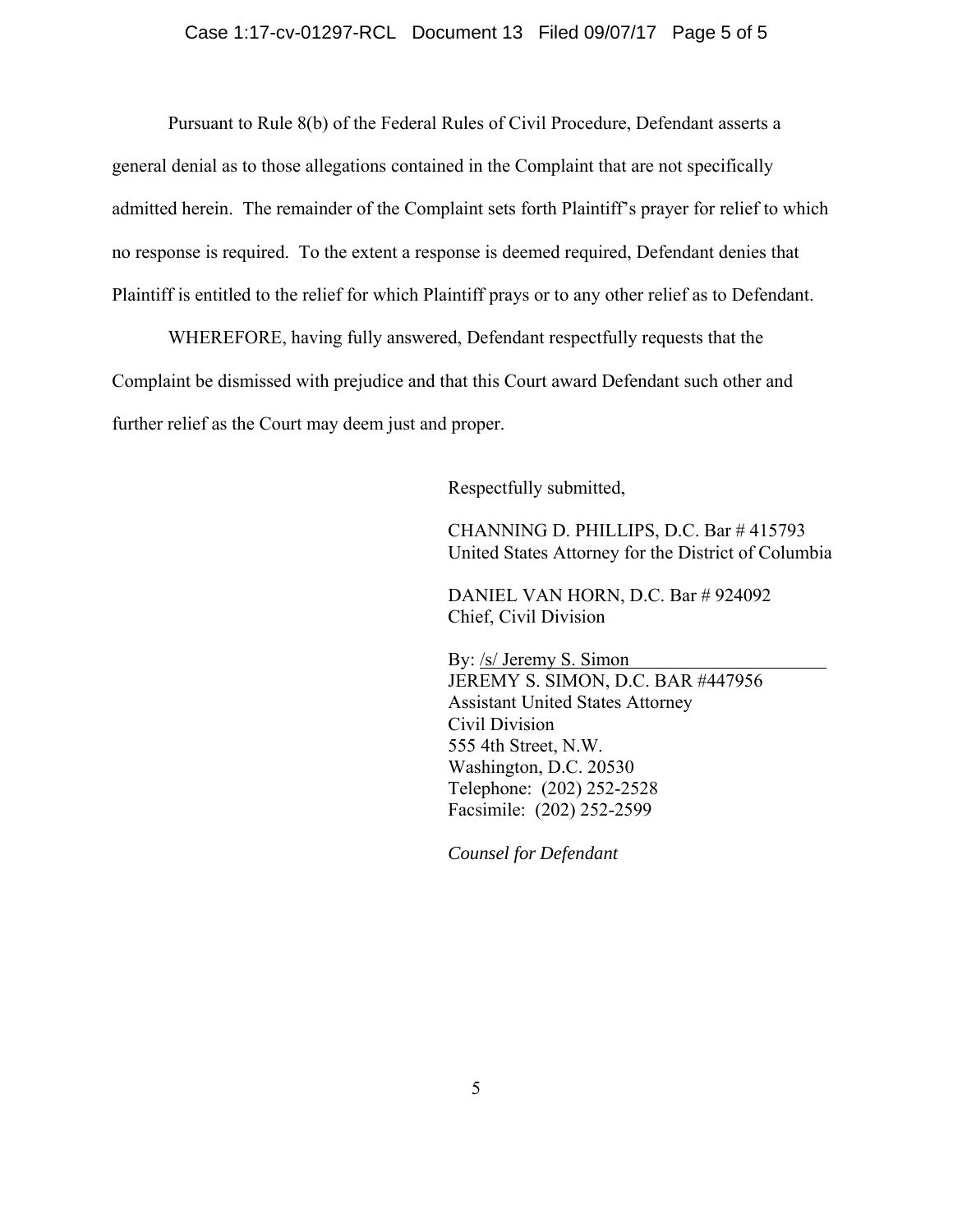Pursuant to Rule 8(b) of the Federal Rules of Civil Procedure, Defendant asserts a general denial as to those allegations contained in the Complaint that are not specifically admitted herein. The remainder of the Complaint sets forth Plaintiff's prayer for relief to which no response is required. To the extent a response is deemed required, Defendant denies that Plaintiff is entitled to the relief for which Plaintiff prays or to any other relief as to Defendant.

WHEREFORE, having fully answered, Defendant respectfully requests that the Complaint be dismissed with prejudice and that this Court award Defendant such other and further relief as the Court may deem just and proper.

Respectfully submitted,

CHANNING D. PHILLIPS, D.C. Bar # 415793
United States Attorney for the District of Columbia

DANIEL VAN HORN, D.C. Bar # 924092
Chief, Civil Division

By: /s/ Jeremy S. Simon
JEREMY S. SIMON, D.C. BAR #447956
Assistant United States Attorney
Civil Division
555 4th Street, N.W.
Washington, D.C. 20530
Telephone: (202) 252-2528
Facsimile: (202) 252-2599

*Counsel for Defendant*